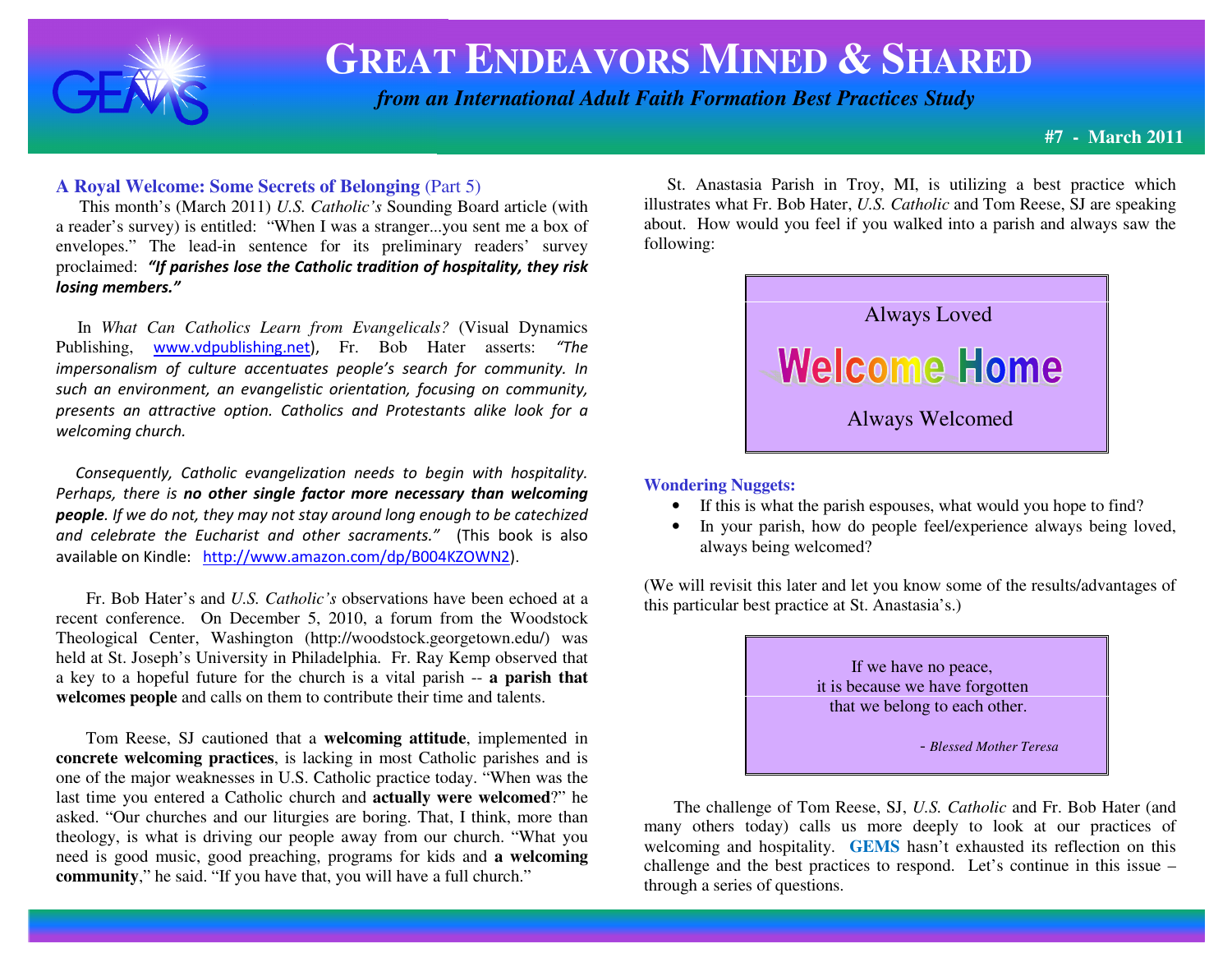# GREAT ENDEAVORS MINED & SHARED

*from an International Adult Faith Formation Best Practices Study*

**#7 - March 2011**

## A Royal Welcome: Some Secrets of Belonging (Part 5)

This month's (March 2011) *U.S. Catholic's* Sounding Board article (with a reader's survey) is entitled: "When I was a stranger...you sent me a box of envelopes." The lead-in sentence for its preliminary readers' survey proclaimed: ***"If parishes lose the Catholic tradition of hospitality, they risk losing members."***

In *What Can Catholics Learn from Evangelicals?* (Visual Dynamics Publishing, www.vdpublishing.net), Fr. Bob Hater asserts: *"The impersonalism of culture accentuates people's search for community. In such an environment, an evangelistic orientation, focusing on community, presents an attractive option. Catholics and Protestants alike look for a welcoming church.*

*Consequently, Catholic evangelization needs to begin with hospitality. Perhaps, there is **no other single factor more necessary than welcoming people**. If we do not, they may not stay around long enough to be catechized and celebrate the Eucharist and other sacraments."* (This book is also available on Kindle: http://www.amazon.com/dp/B004KZOWN2).

Fr. Bob Hater's and *U.S. Catholic's* observations have been echoed at a recent conference. On December 5, 2010, a forum from the Woodstock Theological Center, Washington (http://woodstock.georgetown.edu/) was held at St. Joseph's University in Philadelphia. Fr. Ray Kemp observed that a key to a hopeful future for the church is a vital parish -- **a parish that welcomes people** and calls on them to contribute their time and talents.

Tom Reese, SJ cautioned that a **welcoming attitude**, implemented in **concrete welcoming practices**, is lacking in most Catholic parishes and is one of the major weaknesses in U.S. Catholic practice today. "When was the last time you entered a Catholic church and **actually were welcomed**?" he asked. "Our churches and our liturgies are boring. That, I think, more than theology, is what is driving our people away from our church. "What you need is good music, good preaching, programs for kids and **a welcoming community**," he said. "If you have that, you will have a full church."

St. Anastasia Parish in Troy, MI, is utilizing a best practice which illustrates what Fr. Bob Hater, *U.S. Catholic* and Tom Reese, SJ are speaking about. How would you feel if you walked into a parish and always saw the following:

> Always Loved
>
> **Welcome Home**
>
> Always Welcomed

**Wondering Nuggets:**

- If this is what the parish espouses, what would you hope to find?
- In your parish, how do people feel/experience always being loved, always being welcomed?

(We will revisit this later and let you know some of the results/advantages of this particular best practice at St. Anastasia's.)

> If we have no peace,
> it is because we have forgotten
> that we belong to each other.
>
> - *Blessed Mother Teresa*

The challenge of Tom Reese, SJ, *U.S. Catholic* and Fr. Bob Hater (and many others today) calls us more deeply to look at our practices of welcoming and hospitality. **GEMS** hasn't exhausted its reflection on this challenge and the best practices to respond. Let's continue in this issue – through a series of questions.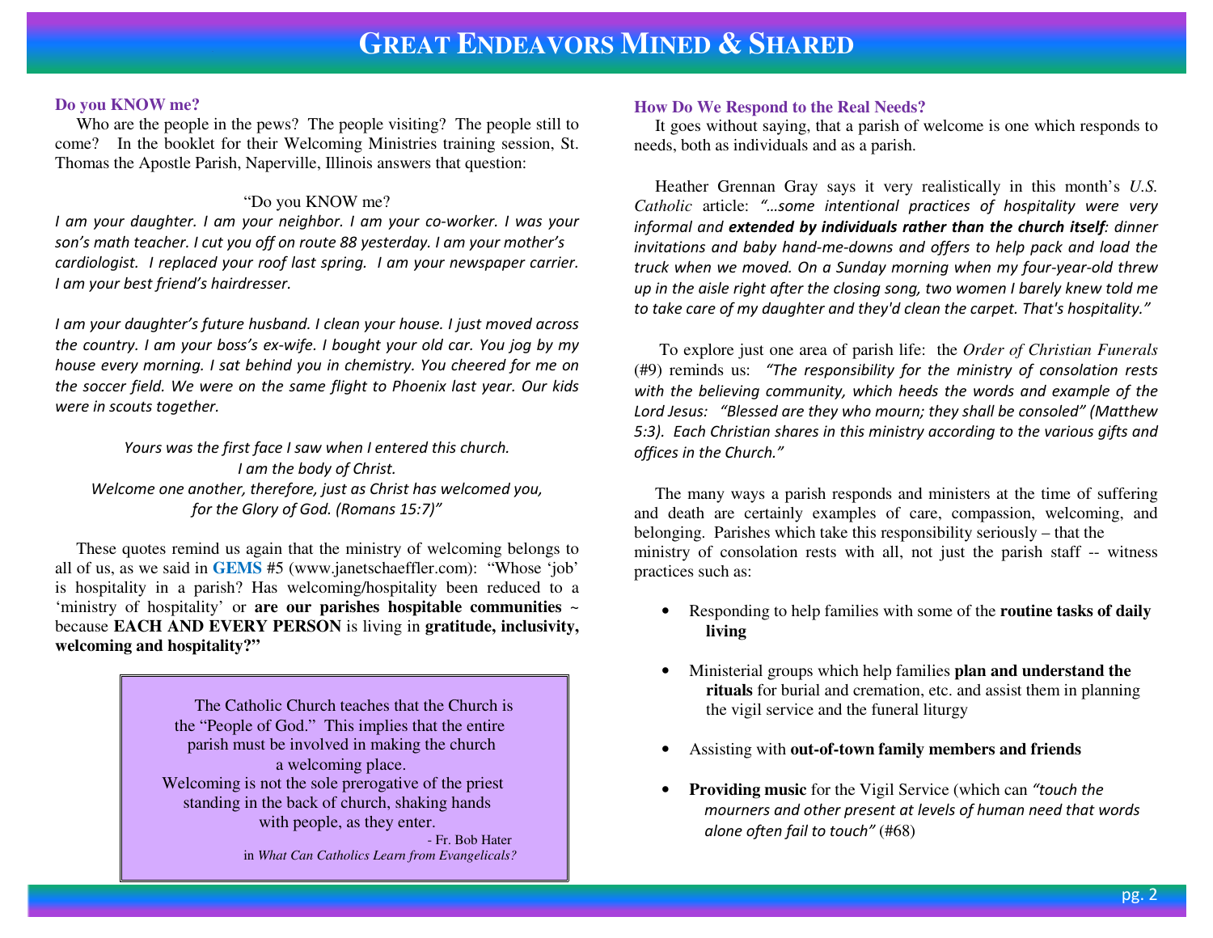## Do you KNOW me?

Who are the people in the pews? The people visiting? The people still to come? In the booklet for their Welcoming Ministries training session, St. Thomas the Apostle Parish, Naperville, Illinois answers that question:

"Do you KNOW me?

*I am your daughter. I am your neighbor. I am your co-worker. I was your son's math teacher. I cut you off on route 88 yesterday. I am your mother's cardiologist. I replaced your roof last spring. I am your newspaper carrier. I am your best friend's hairdresser.*

*I am your daughter's future husband. I clean your house. I just moved across the country. I am your boss's ex-wife. I bought your old car. You jog by my house every morning. I sat behind you in chemistry. You cheered for me on the soccer field. We were on the same flight to Phoenix last year. Our kids were in scouts together.*

*Yours was the first face I saw when I entered this church.*
*I am the body of Christ.*
*Welcome one another, therefore, just as Christ has welcomed you,*
*for the Glory of God. (Romans 15:7)"*

These quotes remind us again that the ministry of welcoming belongs to all of us, as we said in **GEMS** #5 (www.janetschaeffler.com): "Whose 'job' is hospitality in a parish? Has welcoming/hospitality been reduced to a 'ministry of hospitality' or **are our parishes hospitable communities** ~ because **EACH AND EVERY PERSON** is living in **gratitude, inclusivity, welcoming and hospitality?"**

> The Catholic Church teaches that the Church is the "People of God." This implies that the entire parish must be involved in making the church a welcoming place. Welcoming is not the sole prerogative of the priest standing in the back of church, shaking hands with people, as they enter.
>
> \- Fr. Bob Hater
> in *What Can Catholics Learn from Evangelicals?*

## How Do We Respond to the Real Needs?

It goes without saying, that a parish of welcome is one which responds to needs, both as individuals and as a parish.

Heather Grennan Gray says it very realistically in this month's *U.S. Catholic* article: *"…some intentional practices of hospitality were very informal and **extended by individuals rather than the church itself**: dinner invitations and baby hand-me-downs and offers to help pack and load the truck when we moved. On a Sunday morning when my four-year-old threw up in the aisle right after the closing song, two women I barely knew told me to take care of my daughter and they'd clean the carpet. That's hospitality."*

To explore just one area of parish life: the *Order of Christian Funerals* (#9) reminds us: *"The responsibility for the ministry of consolation rests with the believing community, which heeds the words and example of the Lord Jesus: "Blessed are they who mourn; they shall be consoled" (Matthew 5:3). Each Christian shares in this ministry according to the various gifts and offices in the Church."*

The many ways a parish responds and ministers at the time of suffering and death are certainly examples of care, compassion, welcoming, and belonging. Parishes which take this responsibility seriously – that the ministry of consolation rests with all, not just the parish staff -- witness practices such as:

- Responding to help families with some of the **routine tasks of daily living**
- Ministerial groups which help families **plan and understand the rituals** for burial and cremation, etc. and assist them in planning the vigil service and the funeral liturgy
- Assisting with **out-of-town family members and friends**
- **Providing music** for the Vigil Service (which can *"touch the mourners and other present at levels of human need that words alone often fail to touch"* (#68)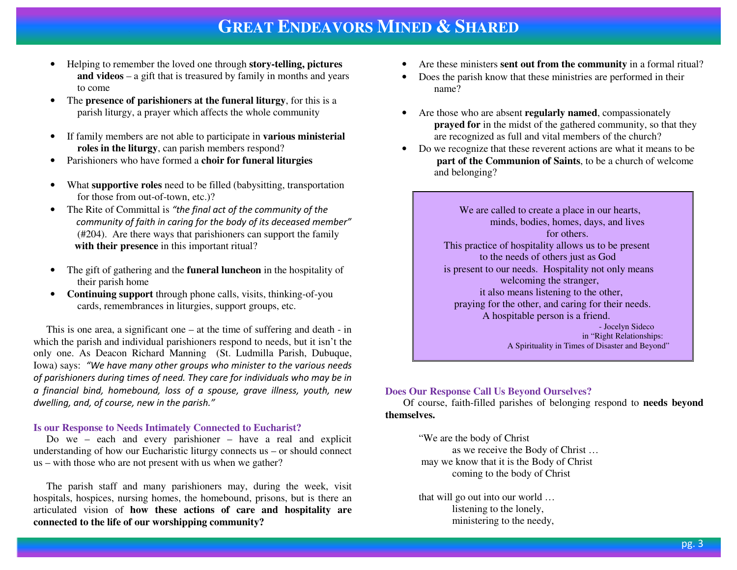- Helping to remember the loved one through **story-telling, pictures and videos** – a gift that is treasured by family in months and years to come
- The **presence of parishioners at the funeral liturgy**, for this is a parish liturgy, a prayer which affects the whole community
- If family members are not able to participate in **various ministerial roles in the liturgy**, can parish members respond?
- Parishioners who have formed a **choir for funeral liturgies**
- What **supportive roles** need to be filled (babysitting, transportation for those from out-of-town, etc.)?
- The Rite of Committal is *"the final act of the community of the community of faith in caring for the body of its deceased member"* (#204). Are there ways that parishioners can support the family **with their presence** in this important ritual?
- The gift of gathering and the **funeral luncheon** in the hospitality of their parish home
- **Continuing support** through phone calls, visits, thinking-of-you cards, remembrances in liturgies, support groups, etc.

This is one area, a significant one – at the time of suffering and death - in which the parish and individual parishioners respond to needs, but it isn't the only one. As Deacon Richard Manning (St. Ludmilla Parish, Dubuque, Iowa) says: *"We have many other groups who minister to the various needs of parishioners during times of need. They care for individuals who may be in a financial bind, homebound, loss of a spouse, grave illness, youth, new dwelling, and, of course, new in the parish."*

### Is our Response to Needs Intimately Connected to Eucharist?

Do we – each and every parishioner – have a real and explicit understanding of how our Eucharistic liturgy connects us – or should connect us – with those who are not present with us when we gather?

The parish staff and many parishioners may, during the week, visit hospitals, hospices, nursing homes, the homebound, prisons, but is there an articulated vision of **how these actions of care and hospitality are connected to the life of our worshipping community?**

- Are these ministers **sent out from the community** in a formal ritual?
- Does the parish know that these ministries are performed in their name?
- Are those who are absent **regularly named**, compassionately **prayed for** in the midst of the gathered community, so that they are recognized as full and vital members of the church?
- Do we recognize that these reverent actions are what it means to be **part of the Communion of Saints**, to be a church of welcome and belonging?

> We are called to create a place in our hearts,
> minds, bodies, homes, days, and lives
> for others.
> This practice of hospitality allows us to be present
> to the needs of others just as God
> is present to our needs. Hospitality not only means
> welcoming the stranger,
> it also means listening to the other,
> praying for the other, and caring for their needs.
> A hospitable person is a friend.
>
> - Jocelyn Sideco
> in "Right Relationships:
> A Spirituality in Times of Disaster and Beyond"

### Does Our Response Call Us Beyond Ourselves?

Of course, faith-filled parishes of belonging respond to **needs beyond themselves.**

"We are the body of Christ
as we receive the Body of Christ …
may we know that it is the Body of Christ
coming to the body of Christ

that will go out into our world …
listening to the lonely,
ministering to the needy,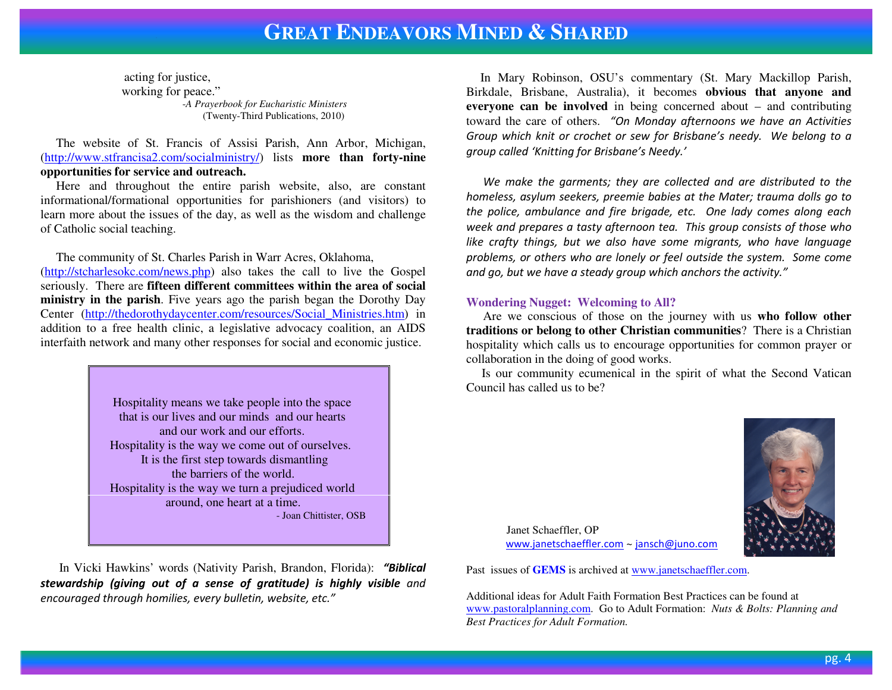acting for justice,
working for peace."

*-A Prayerbook for Eucharistic Ministers*
(Twenty-Third Publications, 2010)

The website of St. Francis of Assisi Parish, Ann Arbor, Michigan, (http://www.stfrancisa2.com/socialministry/) lists **more than forty-nine opportunities for service and outreach.**

Here and throughout the entire parish website, also, are constant informational/formational opportunities for parishioners (and visitors) to learn more about the issues of the day, as well as the wisdom and challenge of Catholic social teaching.

The community of St. Charles Parish in Warr Acres, Oklahoma, (http://stcharlesokc.com/news.php) also takes the call to live the Gospel seriously. There are **fifteen different committees within the area of social ministry in the parish**. Five years ago the parish began the Dorothy Day Center (http://thedorothydaycenter.com/resources/Social_Ministries.htm) in addition to a free health clinic, a legislative advocacy coalition, an AIDS interfaith network and many other responses for social and economic justice.

> Hospitality means we take people into the space
> that is our lives and our minds and our hearts
> and our work and our efforts.
> Hospitality is the way we come out of ourselves.
> It is the first step towards dismantling
> the barriers of the world.
> Hospitality is the way we turn a prejudiced world
> around, one heart at a time.
>
> \- Joan Chittister, OSB

In Vicki Hawkins' words (Nativity Parish, Brandon, Florida): ***"Biblical stewardship (giving out of a sense of gratitude) is highly visible** and encouraged through homilies, every bulletin, website, etc."*

In Mary Robinson, OSU's commentary (St. Mary Mackillop Parish, Birkdale, Brisbane, Australia), it becomes **obvious that anyone and everyone can be involved** in being concerned about – and contributing toward the care of others. *"On Monday afternoons we have an Activities Group which knit or crochet or sew for Brisbane's needy. We belong to a group called 'Knitting for Brisbane's Needy.'*

*We make the garments; they are collected and are distributed to the homeless, asylum seekers, preemie babies at the Mater; trauma dolls go to the police, ambulance and fire brigade, etc. One lady comes along each week and prepares a tasty afternoon tea. This group consists of those who like crafty things, but we also have some migrants, who have language problems, or others who are lonely or feel outside the system. Some come and go, but we have a steady group which anchors the activity."*

### Wondering Nugget: Welcoming to All?

Are we conscious of those on the journey with us **who follow other traditions or belong to other Christian communities**? There is a Christian hospitality which calls us to encourage opportunities for common prayer or collaboration in the doing of good works.

Is our community ecumenical in the spirit of what the Second Vatican Council has called us to be?

Janet Schaeffler, OP
www.janetschaeffler.com ~ jansch@juno.com

Past issues of **GEMS** is archived at www.janetschaeffler.com.

Additional ideas for Adult Faith Formation Best Practices can be found at www.pastoralplanning.com. Go to Adult Formation: *Nuts & Bolts: Planning and Best Practices for Adult Formation.*